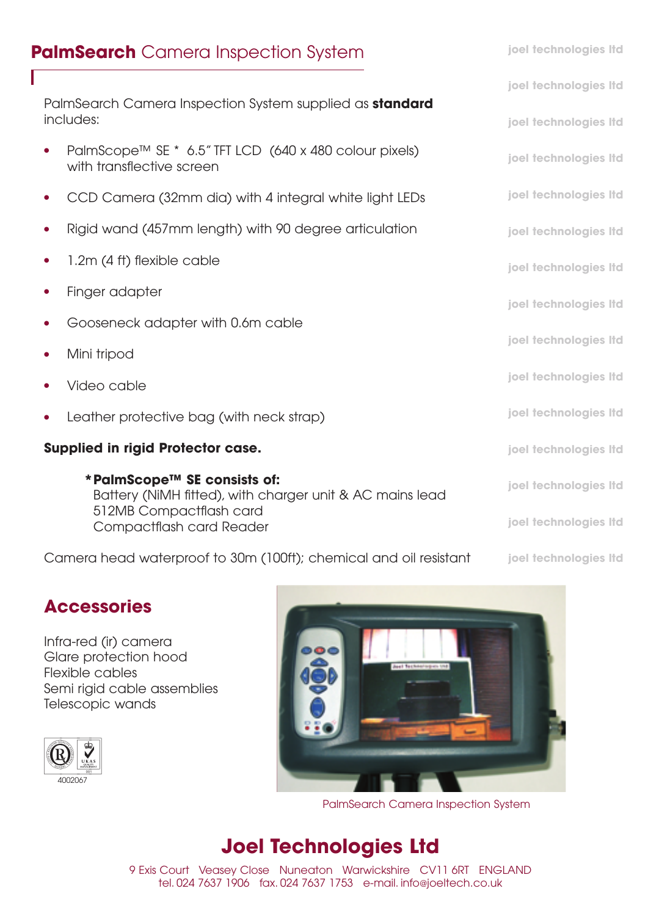# **PalmSearch** Camera Inspection System

PalmSearch Camera Inspection System supplied as **standard** includes:

- PalmScope™ SE * 6.5″ TFT LCD (640 x 480 colour pixels) with transflective screen
- CCD Camera (32mm dia) with 4 integral white light LEDs
- Rigid wand (457mm length) with 90 degree articulation
- 1.2m (4 ft) flexible cable
- Finger adapter
- Gooseneck adapter with 0.6m cable
- Mini tripod
- Video cable
- Leather protective bag (with neck strap)

**Supplied in rigid Protector case.**

**\*PalmScope™ SE consists of:**
Battery (NiMH fitted), with charger unit & AC mains lead
512MB Compactflash card
Compactflash card Reader

Camera head waterproof to 30m (100ft); chemical and oil resistant

## Accessories

Infra-red (ir) camera
Glare protection hood
Flexible cables
Semi rigid cable assemblies
Telescopic wands

4002067

PalmSearch Camera Inspection System

# Joel Technologies Ltd

9 Exis Court Veasey Close Nuneaton Warwickshire CV11 6RT ENGLAND
tel. 024 7637 1906 fax. 024 7637 1753 e-mail. info@joeltech.co.uk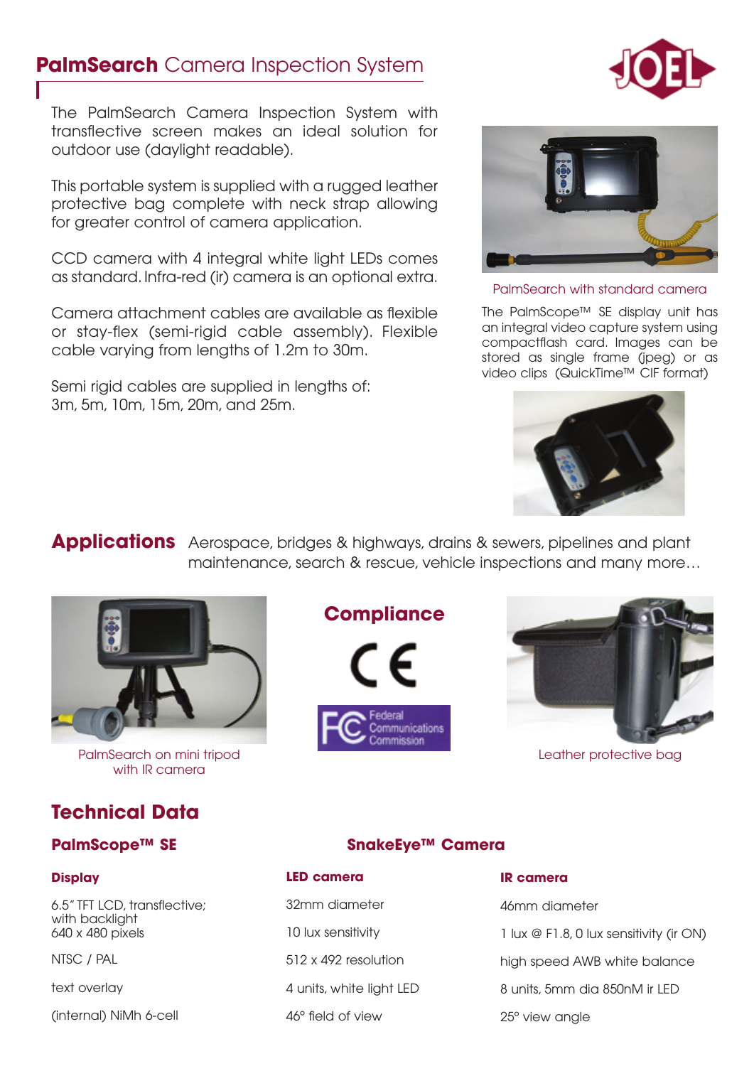# **PalmSearch** Camera Inspection System

The PalmSearch Camera Inspection System with transflective screen makes an ideal solution for outdoor use (daylight readable).

This portable system is supplied with a rugged leather protective bag complete with neck strap allowing for greater control of camera application.

CCD camera with 4 integral white light LEDs comes as standard. Infra-red (ir) camera is an optional extra.

Camera attachment cables are available as flexible or stay-flex (semi-rigid cable assembly). Flexible cable varying from lengths of 1.2m to 30m.

Semi rigid cables are supplied in lengths of:
3m, 5m, 10m, 15m, 20m, and 25m.

PalmSearch with standard camera

The PalmScope™ SE display unit has an integral video capture system using compactflash card. Images can be stored as single frame (jpeg) or as video clips (QuickTime™ CIF format)

**Applications** Aerospace, bridges & highways, drains & sewers, pipelines and plant maintenance, search & rescue, vehicle inspections and many more…

PalmSearch on mini tripod with IR camera

## Compliance

CE

Federal Communications Commission

Leather protective bag

## Technical Data

### PalmScope™ SE

**Display**

6.5" TFT LCD, transflective; with backlight
640 x 480 pixels

NTSC / PAL

text overlay

(internal) NiMh 6-cell

### SnakeEye™ Camera

| LED camera | IR camera |
|---|---|
| 32mm diameter | 46mm diameter |
| 10 lux sensitivity | 1 lux @ F1.8, 0 lux sensitivity (ir ON) |
| 512 x 492 resolution | high speed AWB white balance |
| 4 units, white light LED | 8 units, 5mm dia 850nM ir LED |
| 46° field of view | 25° view angle |